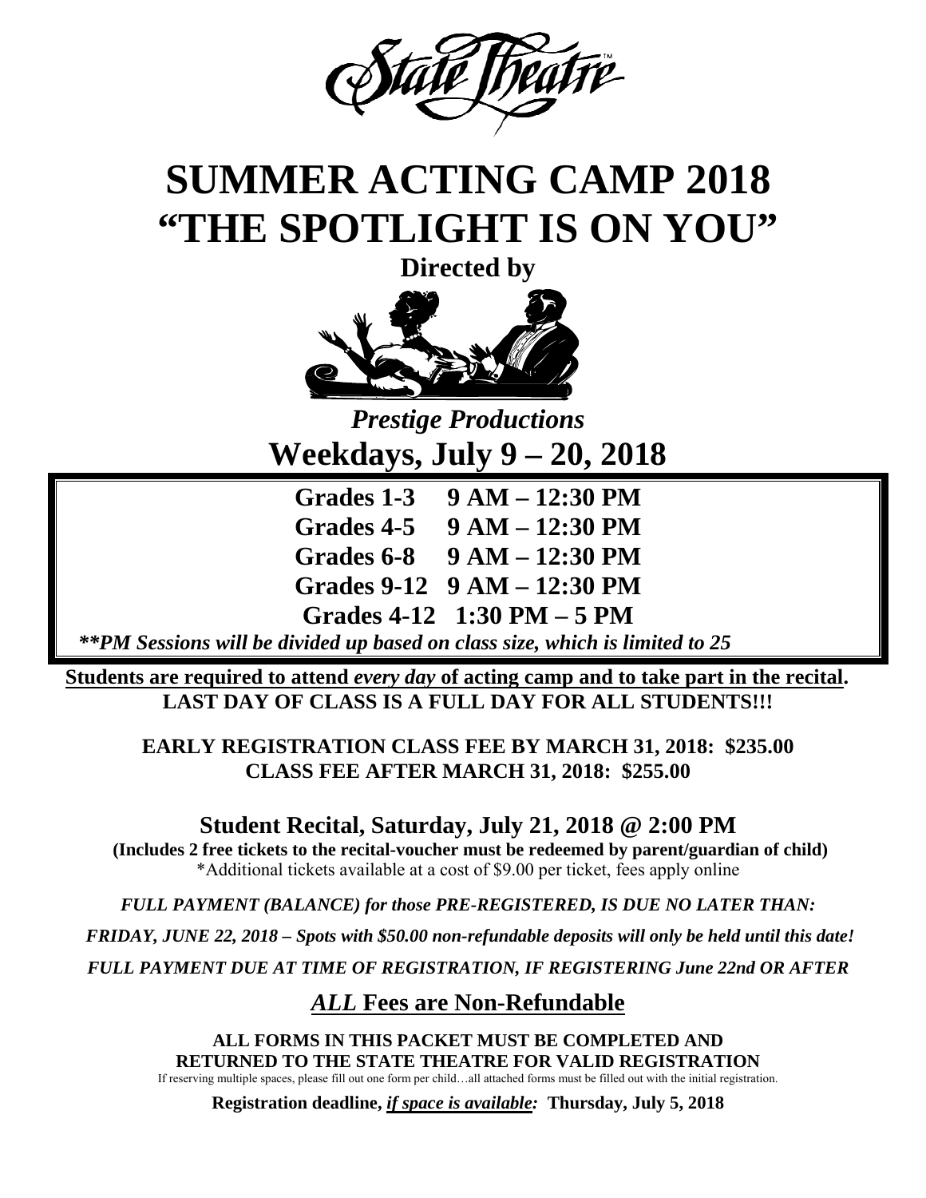State Theatre™

# SUMMER ACTING CAMP 2018
# "THE SPOTLIGHT IS ON YOU"

**Directed by**

***Prestige Productions***

## Weekdays, July 9 – 20, 2018

**Grades 1-3 9 AM – 12:30 PM**
**Grades 4-5 9 AM – 12:30 PM**
**Grades 6-8 9 AM – 12:30 PM**
**Grades 9-12 9 AM – 12:30 PM**
**Grades 4-12 1:30 PM – 5 PM**

***\*\*PM Sessions will be divided up based on class size, which is limited to 25***

**Students are required to attend *every day* of acting camp and to take part in the recital.**
**LAST DAY OF CLASS IS A FULL DAY FOR ALL STUDENTS!!!**

**EARLY REGISTRATION CLASS FEE BY MARCH 31, 2018: $235.00**
**CLASS FEE AFTER MARCH 31, 2018: $255.00**

## Student Recital, Saturday, July 21, 2018 @ 2:00 PM

**(Includes 2 free tickets to the recital-voucher must be redeemed by parent/guardian of child)**
*Additional tickets available at a cost of $9.00 per ticket, fees apply online

*FULL PAYMENT (BALANCE) for those PRE-REGISTERED, IS DUE NO LATER THAN:*

*FRIDAY, JUNE 22, 2018 – Spots with $50.00 non-refundable deposits will only be held until this date!*

*FULL PAYMENT DUE AT TIME OF REGISTRATION, IF REGISTERING June 22nd OR AFTER*

## *ALL* Fees are Non-Refundable

**ALL FORMS IN THIS PACKET MUST BE COMPLETED AND RETURNED TO THE STATE THEATRE FOR VALID REGISTRATION**
If reserving multiple spaces, please fill out one form per child…all attached forms must be filled out with the initial registration.

**Registration deadline, *if space is available:* Thursday, July 5, 2018**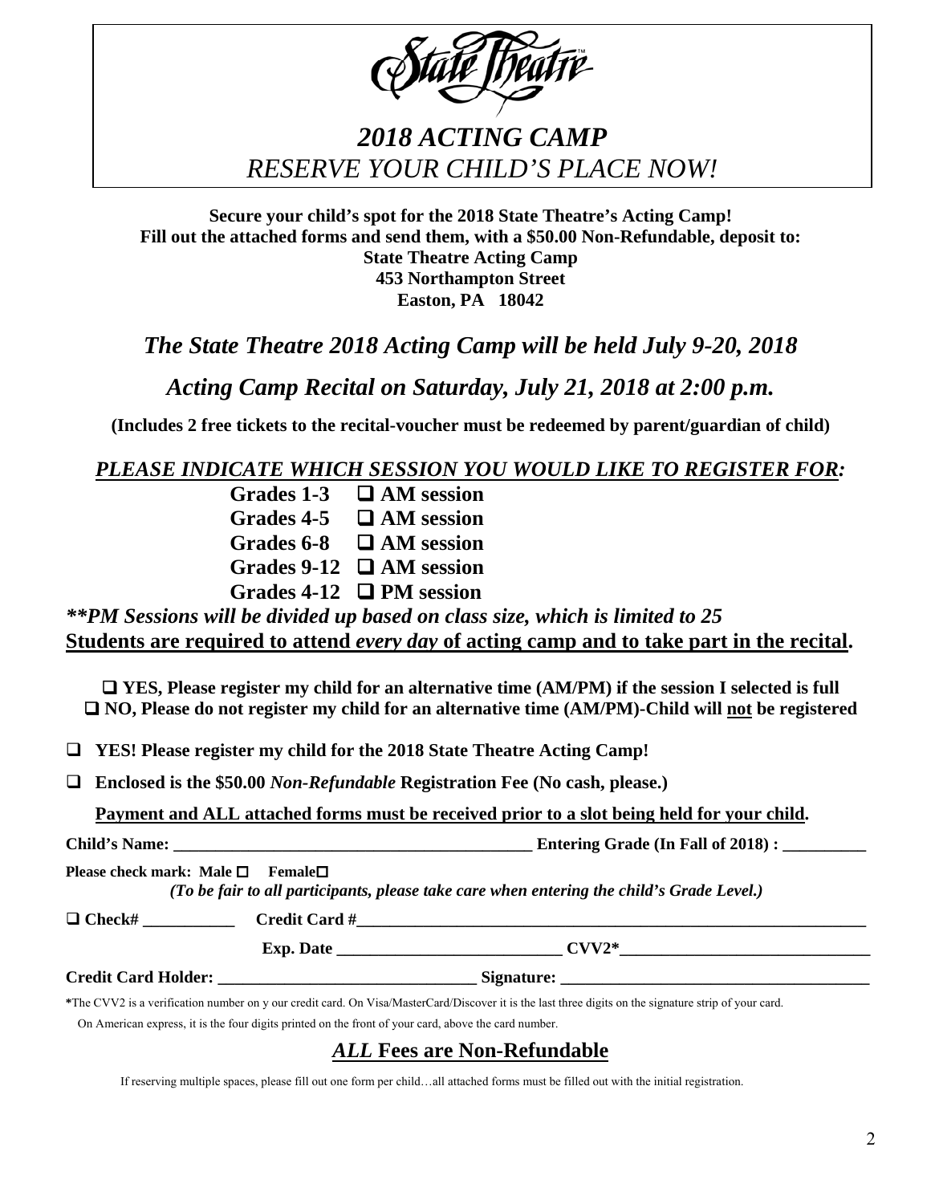State Theatre™

# *2018 ACTING CAMP*
## *RESERVE YOUR CHILD'S PLACE NOW!*

**Secure your child's spot for the 2018 State Theatre's Acting Camp!**
**Fill out the attached forms and send them, with a $50.00 Non-Refundable, deposit to:**
**State Theatre Acting Camp**
**453 Northampton Street**
**Easton, PA 18042**

## ***The State Theatre 2018 Acting Camp will be held July 9-20, 2018***

## ***Acting Camp Recital on Saturday, July 21, 2018 at 2:00 p.m.***

**(Includes 2 free tickets to the recital-voucher must be redeemed by parent/guardian of child)**

***PLEASE INDICATE WHICH SESSION YOU WOULD LIKE TO REGISTER FOR:***

**Grades 1-3 ❑ AM session**
**Grades 4-5 ❑ AM session**
**Grades 6-8 ❑ AM session**
**Grades 9-12 ❑ AM session**
**Grades 4-12 ❑ PM session**

***\*\*PM Sessions will be divided up based on class size, which is limited to 25***
**Students are required to attend *every day* of acting camp and to take part in the recital.**

❑ **YES, Please register my child for an alternative time (AM/PM) if the session I selected is full**
❑ **NO, Please do not register my child for an alternative time (AM/PM)-Child will not be registered**

❑ **YES! Please register my child for the 2018 State Theatre Acting Camp!**

❑ **Enclosed is the $50.00 *Non-Refundable* Registration Fee (No cash, please.)**

**Payment and ALL attached forms must be received prior to a slot being held for your child.**

**Child's Name: ____________________________________________ Entering Grade (In Fall of 2018) : __________**

**Please check mark: Male ☐ Female☐**
***(To be fair to all participants, please take care when entering the child's Grade Level.)***

❑ **Check# ___________ Credit Card #_________________________________________________________________**

**Exp. Date ___________________________ CVV2\*______________________________**

**Credit Card Holder: _______________________________ Signature: ____________________________________**

\*The CVV2 is a verification number on y our credit card. On Visa/MasterCard/Discover it is the last three digits on the signature strip of your card.
On American express, it is the four digits printed on the front of your card, above the card number.

## ***ALL* Fees are Non-Refundable**

If reserving multiple spaces, please fill out one form per child…all attached forms must be filled out with the initial registration.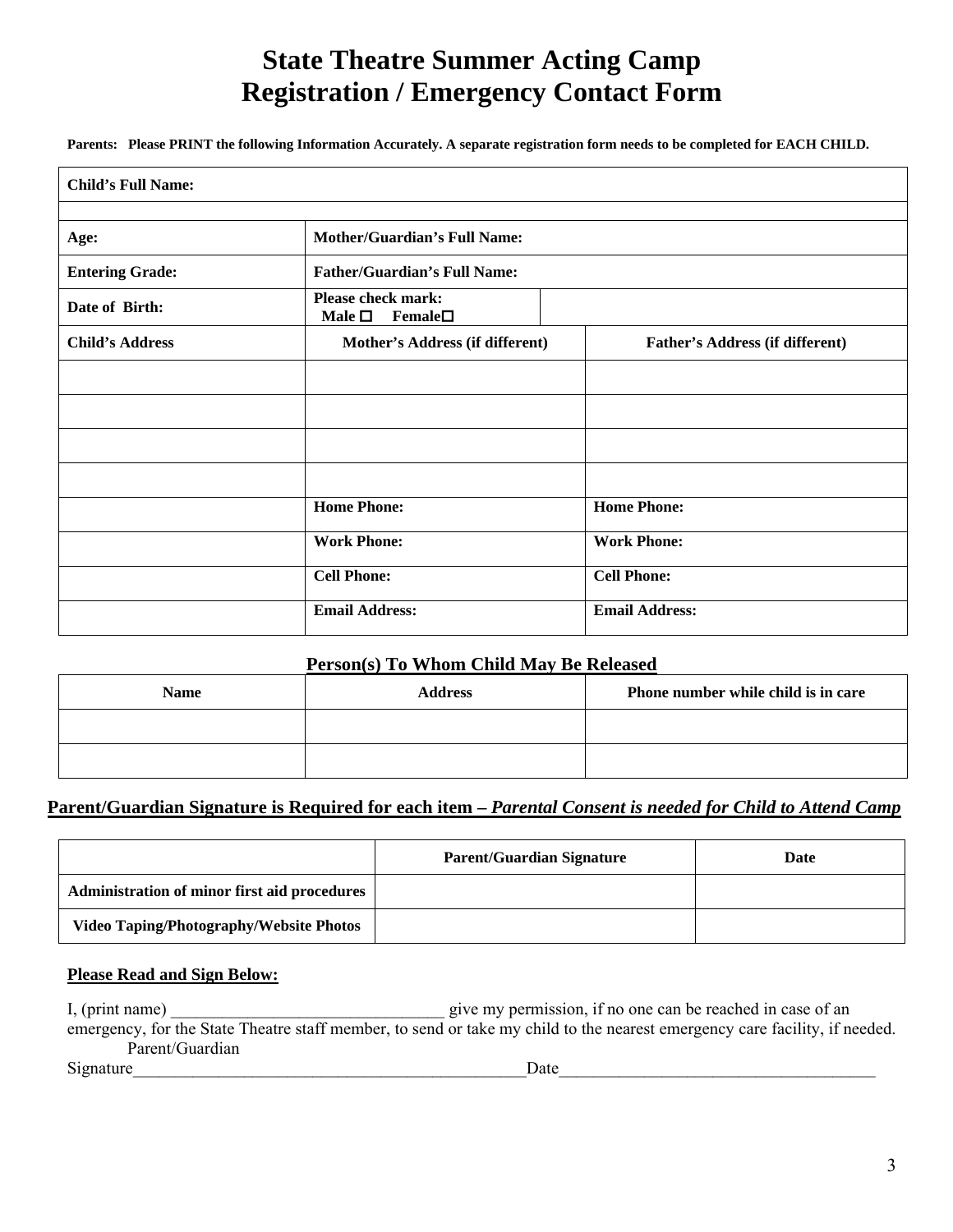# State Theatre Summer Acting Camp
# Registration / Emergency Contact Form

**Parents: Please PRINT the following Information Accurately. A separate registration form needs to be completed for EACH CHILD.**

| **Child's Full Name:** | | |
|---|---|---|
| | | |
| **Age:** | **Mother/Guardian's Full Name:** | |
| **Entering Grade:** | **Father/Guardian's Full Name:** | |
| **Date of Birth:** | **Please check mark:** Male ☐ Female☐ | |
| **Child's Address** | **Mother's Address (if different)** | **Father's Address (if different)** |
| | | |
| | | |
| | | |
| | | |
| | **Home Phone:** | **Home Phone:** |
| | **Work Phone:** | **Work Phone:** |
| | **Cell Phone:** | **Cell Phone:** |
| | **Email Address:** | **Email Address:** |

**Person(s) To Whom Child May Be Released**

| Name | Address | Phone number while child is in care |
|---|---|---|
| | | |
| | | |

**Parent/Guardian Signature is Required for each item – *Parental Consent is needed for Child to Attend Camp***

| | Parent/Guardian Signature | Date |
|---|---|---|
| **Administration of minor first aid procedures** | | |
| **Video Taping/Photography/Website Photos** | | |

**Please Read and Sign Below:**

I, (print name) ________________________________ give my permission, if no one can be reached in case of an emergency, for the State Theatre staff member, to send or take my child to the nearest emergency care facility, if needed.

Parent/Guardian
Signature_______________________________________________Date_____________________________________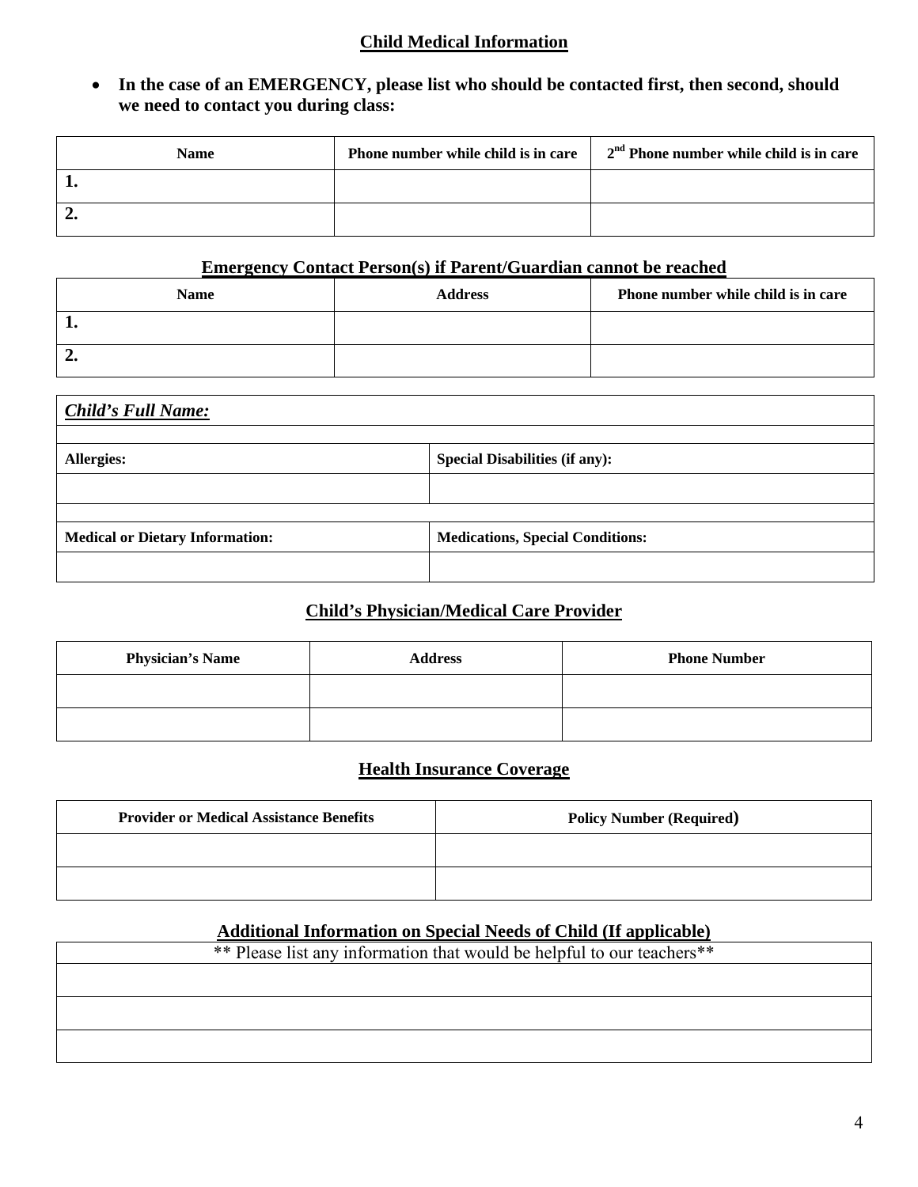## Child Medical Information

- **In the case of an EMERGENCY, please list who should be contacted first, then second, should we need to contact you during class:**

| Name | Phone number while child is in care | 2nd Phone number while child is in care |
|---|---|---|
| 1. | | |
| 2. | | |

## Emergency Contact Person(s) if Parent/Guardian cannot be reached

| Name | Address | Phone number while child is in care |
|---|---|---|
| 1. | | |
| 2. | | |

| ***Child's Full Name:*** | |
|---|---|
| | |
| **Allergies:** | **Special Disabilities (if any):** |
| | |
| | |
| **Medical or Dietary Information:** | **Medications, Special Conditions:** |
| | |

## Child's Physician/Medical Care Provider

| Physician's Name | Address | Phone Number |
|---|---|---|
| | | |
| | | |

## Health Insurance Coverage

| Provider or Medical Assistance Benefits | Policy Number (Required) |
|---|---|
| | |
| | |

## Additional Information on Special Needs of Child (If applicable)

| ** Please list any information that would be helpful to our teachers** |
|---|
| |
| |
| |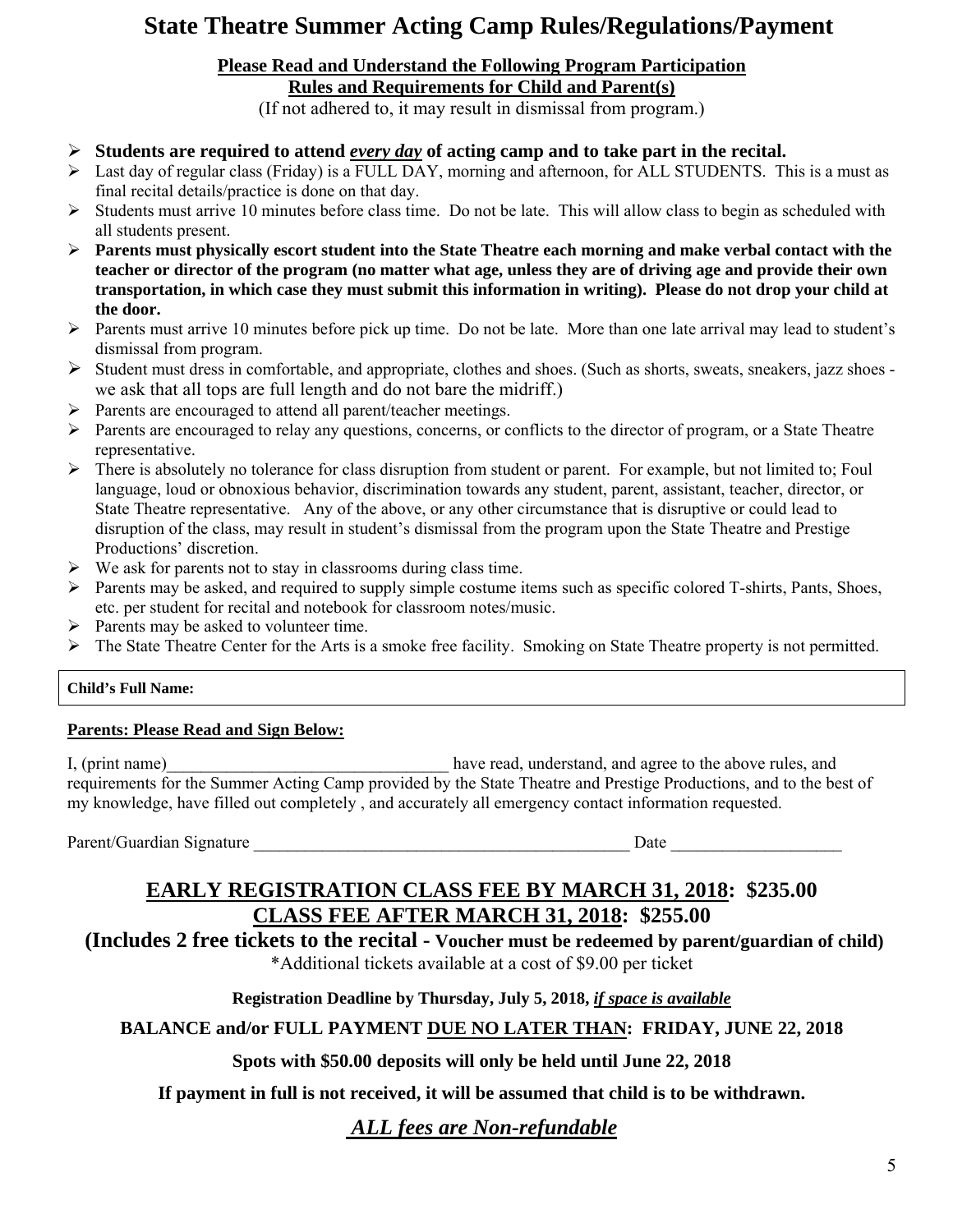# State Theatre Summer Acting Camp Rules/Regulations/Payment

**Please Read and Understand the Following Program Participation Rules and Requirements for Child and Parent(s)**

(If not adhered to, it may result in dismissal from program.)

- **Students are required to attend *every day* of acting camp and to take part in the recital.**
- Last day of regular class (Friday) is a FULL DAY, morning and afternoon, for ALL STUDENTS. This is a must as final recital details/practice is done on that day.
- Students must arrive 10 minutes before class time. Do not be late. This will allow class to begin as scheduled with all students present.
- **Parents must physically escort student into the State Theatre each morning and make verbal contact with the teacher or director of the program (no matter what age, unless they are of driving age and provide their own transportation, in which case they must submit this information in writing). Please do not drop your child at the door.**
- Parents must arrive 10 minutes before pick up time. Do not be late. More than one late arrival may lead to student's dismissal from program.
- Student must dress in comfortable, and appropriate, clothes and shoes. (Such as shorts, sweats, sneakers, jazz shoes - we ask that all tops are full length and do not bare the midriff.)
- Parents are encouraged to attend all parent/teacher meetings.
- Parents are encouraged to relay any questions, concerns, or conflicts to the director of program, or a State Theatre representative.
- There is absolutely no tolerance for class disruption from student or parent. For example, but not limited to; Foul language, loud or obnoxious behavior, discrimination towards any student, parent, assistant, teacher, director, or State Theatre representative. Any of the above, or any other circumstance that is disruptive or could lead to disruption of the class, may result in student's dismissal from the program upon the State Theatre and Prestige Productions' discretion.
- We ask for parents not to stay in classrooms during class time.
- Parents may be asked, and required to supply simple costume items such as specific colored T-shirts, Pants, Shoes, etc. per student for recital and notebook for classroom notes/music.
- Parents may be asked to volunteer time.
- The State Theatre Center for the Arts is a smoke free facility. Smoking on State Theatre property is not permitted.

**Child's Full Name:**

**Parents: Please Read and Sign Below:**

I, (print name)_________________________________ have read, understand, and agree to the above rules, and requirements for the Summer Acting Camp provided by the State Theatre and Prestige Productions, and to the best of my knowledge, have filled out completely , and accurately all emergency contact information requested.

Parent/Guardian Signature _____________________________________________ Date ____________________

## EARLY REGISTRATION CLASS FEE BY MARCH 31, 2018: $235.00

## CLASS FEE AFTER MARCH 31, 2018: $255.00

**(Includes 2 free tickets to the recital - Voucher must be redeemed by parent/guardian of child)**

*Additional tickets available at a cost of $9.00 per ticket

**Registration Deadline by Thursday, July 5, 2018, *if space is available***

**BALANCE and/or FULL PAYMENT DUE NO LATER THAN: FRIDAY, JUNE 22, 2018**

**Spots with $50.00 deposits will only be held until June 22, 2018**

**If payment in full is not received, it will be assumed that child is to be withdrawn.**

***ALL fees are Non-refundable***